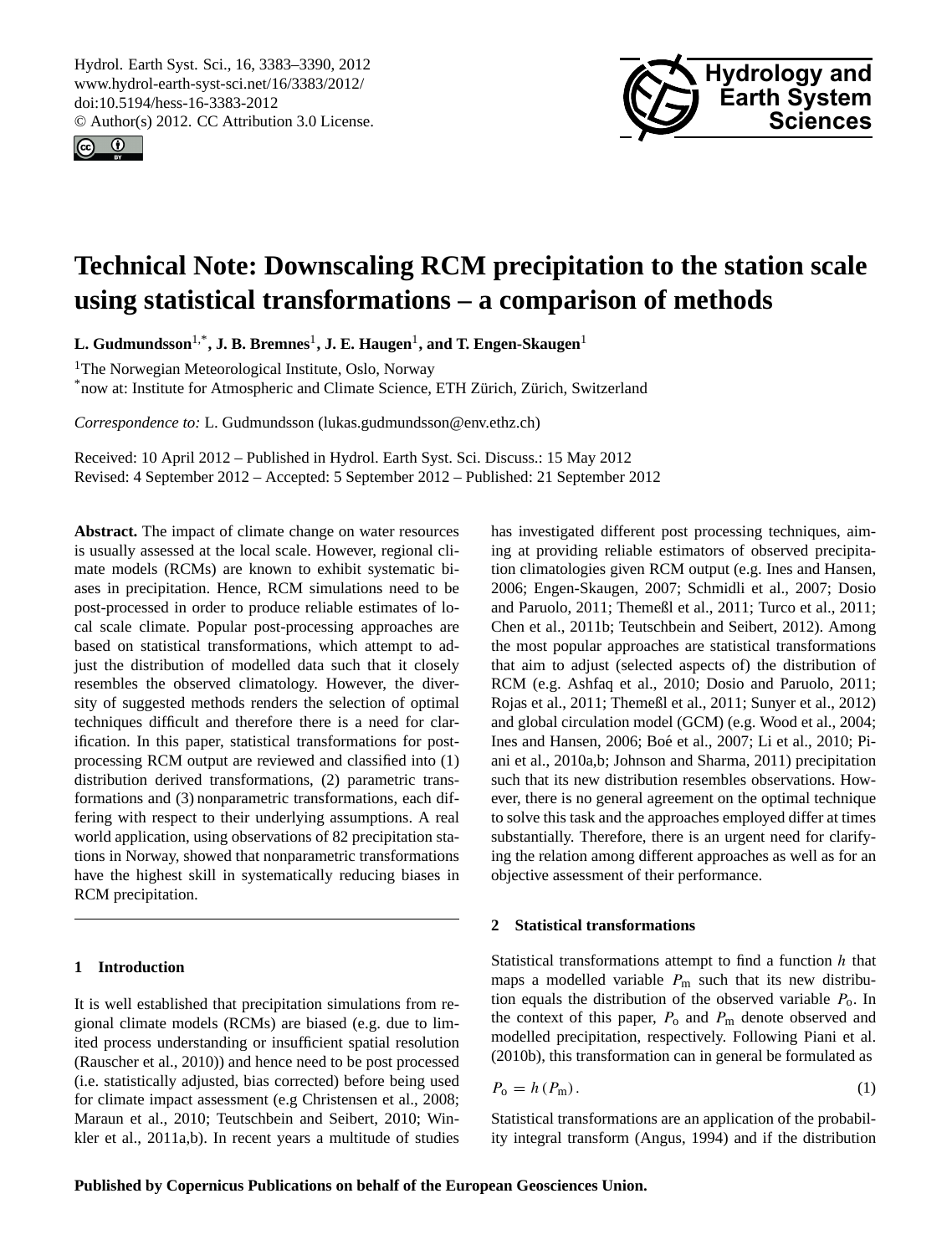# Technical Note: Downscaling RCM precipitation to the station scale using statistical transformations – a comparison of methods

**L. Gudmundsson**[1,*], **J. B. Bremnes**[1], **J. E. Haugen**[1], **and T. Engen-Skaugen**[1]

[1]The Norwegian Meteorological Institute, Oslo, Norway

[*]now at: Institute for Atmospheric and Climate Science, ETH Zürich, Zürich, Switzerland

*Correspondence to:* L. Gudmundsson (lukas.gudmundsson@env.ethz.ch)

Received: 10 April 2012 – Published in Hydrol. Earth Syst. Sci. Discuss.: 15 May 2012
Revised: 4 September 2012 – Accepted: 5 September 2012 – Published: 21 September 2012

**Abstract.** The impact of climate change on water resources is usually assessed at the local scale. However, regional climate models (RCMs) are known to exhibit systematic biases in precipitation. Hence, RCM simulations need to be post-processed in order to produce reliable estimates of local scale climate. Popular post-processing approaches are based on statistical transformations, which attempt to adjust the distribution of modelled data such that it closely resembles the observed climatology. However, the diversity of suggested methods renders the selection of optimal techniques difficult and therefore there is a need for clarification. In this paper, statistical transformations for post-processing RCM output are reviewed and classified into (1) distribution derived transformations, (2) parametric transformations and (3) nonparametric transformations, each differing with respect to their underlying assumptions. A real world application, using observations of 82 precipitation stations in Norway, showed that nonparametric transformations have the highest skill in systematically reducing biases in RCM precipitation.

## 1 Introduction

It is well established that precipitation simulations from regional climate models (RCMs) are biased (e.g. due to limited process understanding or insufficient spatial resolution (Rauscher et al., 2010)) and hence need to be post processed (i.e. statistically adjusted, bias corrected) before being used for climate impact assessment (e.g Christensen et al., 2008; Maraun et al., 2010; Teutschbein and Seibert, 2010; Winkler et al., 2011a,b). In recent years a multitude of studies has investigated different post processing techniques, aiming at providing reliable estimators of observed precipitation climatologies given RCM output (e.g. Ines and Hansen, 2006; Engen-Skaugen, 2007; Schmidli et al., 2007; Dosio and Paruolo, 2011; Themeßl et al., 2011; Turco et al., 2011; Chen et al., 2011b; Teutschbein and Seibert, 2012). Among the most popular approaches are statistical transformations that aim to adjust (selected aspects of) the distribution of RCM (e.g. Ashfaq et al., 2010; Dosio and Paruolo, 2011; Rojas et al., 2011; Themeßl et al., 2011; Sunyer et al., 2012) and global circulation model (GCM) (e.g. Wood et al., 2004; Ines and Hansen, 2006; Boé et al., 2007; Li et al., 2010; Piani et al., 2010a,b; Johnson and Sharma, 2011) precipitation such that its new distribution resembles observations. However, there is no general agreement on the optimal technique to solve this task and the approaches employed differ at times substantially. Therefore, there is an urgent need for clarifying the relation among different approaches as well as for an objective assessment of their performance.

## 2 Statistical transformations

Statistical transformations attempt to find a function $h$ that maps a modelled variable $P_m$ such that its new distribution equals the distribution of the observed variable $P_o$. In the context of this paper, $P_o$ and $P_m$ denote observed and modelled precipitation, respectively. Following Piani et al. (2010b), this transformation can in general be formulated as

$$P_o = h(P_m). \tag{1}$$

Statistical transformations are an application of the probability integral transform (Angus, 1994) and if the distribution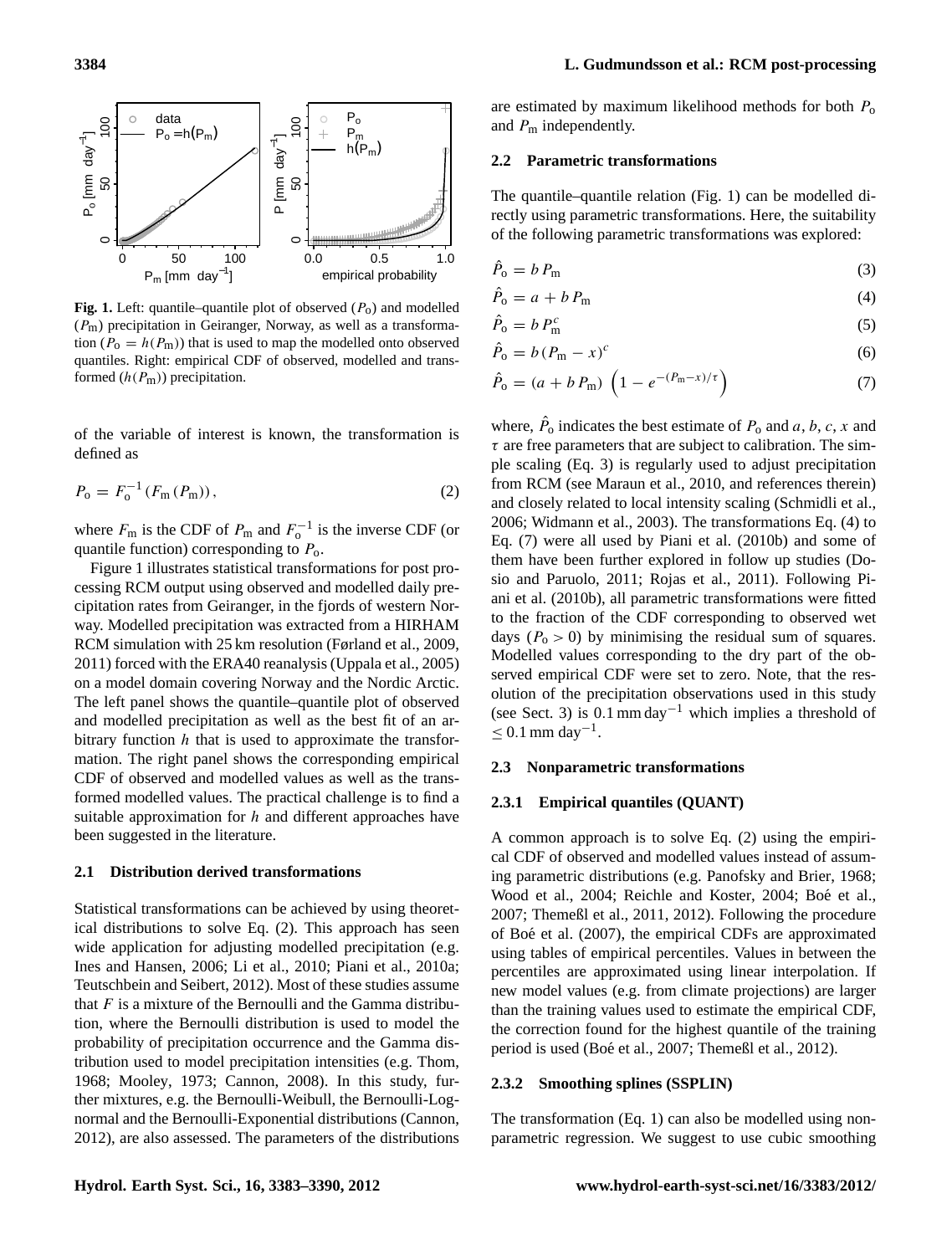**Fig. 1.** Left: quantile–quantile plot of observed ($P_o$) and modelled ($P_m$) precipitation in Geiranger, Norway, as well as a transformation ($P_o = h(P_m)$) that is used to map the modelled onto observed quantiles. Right: empirical CDF of observed, modelled and transformed ($h(P_m)$) precipitation.

of the variable of interest is known, the transformation is defined as

$$P_o = F_o^{-1}(F_m(P_m)), \tag{2}$$

where $F_m$ is the CDF of $P_m$ and $F_o^{-1}$ is the inverse CDF (or quantile function) corresponding to $P_o$.

Figure 1 illustrates statistical transformations for post processing RCM output using observed and modelled daily precipitation rates from Geiranger, in the fjords of western Norway. Modelled precipitation was extracted from a HIRHAM RCM simulation with 25 km resolution (Førland et al., 2009, 2011) forced with the ERA40 reanalysis (Uppala et al., 2005) on a model domain covering Norway and the Nordic Arctic. The left panel shows the quantile–quantile plot of observed and modelled precipitation as well as the best fit of an arbitrary function $h$ that is used to approximate the transformation. The right panel shows the corresponding empirical CDF of observed and modelled values as well as the transformed modelled values. The practical challenge is to find a suitable approximation for $h$ and different approaches have been suggested in the literature.

### 2.1 Distribution derived transformations

Statistical transformations can be achieved by using theoretical distributions to solve Eq. (2). This approach has seen wide application for adjusting modelled precipitation (e.g. Ines and Hansen, 2006; Li et al., 2010; Piani et al., 2010a; Teutschbein and Seibert, 2012). Most of these studies assume that $F$ is a mixture of the Bernoulli and the Gamma distribution, where the Bernoulli distribution is used to model the probability of precipitation occurrence and the Gamma distribution used to model precipitation intensities (e.g. Thom, 1968; Mooley, 1973; Cannon, 2008). In this study, further mixtures, e.g. the Bernoulli-Weibull, the Bernoulli-Lognormal and the Bernoulli-Exponential distributions (Cannon, 2012), are also assessed. The parameters of the distributions are estimated by maximum likelihood methods for both $P_o$ and $P_m$ independently.

### 2.2 Parametric transformations

The quantile–quantile relation (Fig. 1) can be modelled directly using parametric transformations. Here, the suitability of the following parametric transformations was explored:

$$\hat{P}_o = b\,P_m \tag{3}$$

$$\hat{P}_o = a + b\,P_m \tag{4}$$

$$\hat{P}_o = b\,P_m^c \tag{5}$$

$$\hat{P}_o = b\,(P_m - x)^c \tag{6}$$

$$\hat{P}_o = (a + b\,P_m)\left(1 - e^{-(P_m - x)/\tau}\right) \tag{7}$$

where, $\hat{P}_o$ indicates the best estimate of $P_o$ and $a$, $b$, $c$, $x$ and $\tau$ are free parameters that are subject to calibration. The simple scaling (Eq. 3) is regularly used to adjust precipitation from RCM (see Maraun et al., 2010, and references therein) and closely related to local intensity scaling (Schmidli et al., 2006; Widmann et al., 2003). The transformations Eq. (4) to Eq. (7) were all used by Piani et al. (2010b) and some of them have been further explored in follow up studies (Dosio and Paruolo, 2011; Rojas et al., 2011). Following Piani et al. (2010b), all parametric transformations were fitted to the fraction of the CDF corresponding to observed wet days ($P_o > 0$) by minimising the residual sum of squares. Modelled values corresponding to the dry part of the observed empirical CDF were set to zero. Note, that the resolution of the precipitation observations used in this study (see Sect. 3) is $0.1\,\mathrm{mm\,day^{-1}}$ which implies a threshold of $\leq 0.1\,\mathrm{mm\,day^{-1}}$.

### 2.3 Nonparametric transformations

#### 2.3.1 Empirical quantiles (QUANT)

A common approach is to solve Eq. (2) using the empirical CDF of observed and modelled values instead of assuming parametric distributions (e.g. Panofsky and Brier, 1968; Wood et al., 2004; Reichle and Koster, 2004; Boé et al., 2007; Themeßl et al., 2011, 2012). Following the procedure of Boé et al. (2007), the empirical CDFs are approximated using tables of empirical percentiles. Values in between the percentiles are approximated using linear interpolation. If new model values (e.g. from climate projections) are larger than the training values used to estimate the empirical CDF, the correction found for the highest quantile of the training period is used (Boé et al., 2007; Themeßl et al., 2012).

#### 2.3.2 Smoothing splines (SSPLIN)

The transformation (Eq. 1) can also be modelled using nonparametric regression. We suggest to use cubic smoothing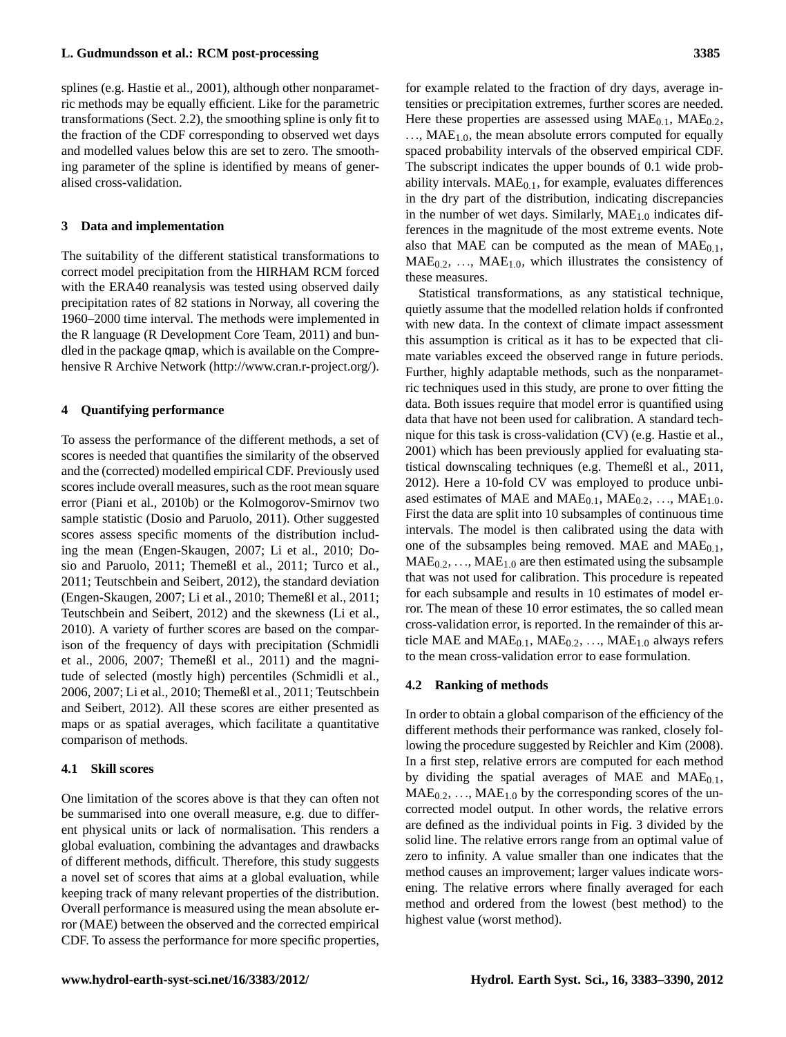splines (e.g. Hastie et al., 2001), although other nonparametric methods may be equally efficient. Like for the parametric transformations (Sect. 2.2), the smoothing spline is only fit to the fraction of the CDF corresponding to observed wet days and modelled values below this are set to zero. The smoothing parameter of the spline is identified by means of generalised cross-validation.

## 3 Data and implementation

The suitability of the different statistical transformations to correct model precipitation from the HIRHAM RCM forced with the ERA40 reanalysis was tested using observed daily precipitation rates of 82 stations in Norway, all covering the 1960–2000 time interval. The methods were implemented in the R language (R Development Core Team, 2011) and bundled in the package `qmap`, which is available on the Comprehensive R Archive Network (http://www.cran.r-project.org/).

## 4 Quantifying performance

To assess the performance of the different methods, a set of scores is needed that quantifies the similarity of the observed and the (corrected) modelled empirical CDF. Previously used scores include overall measures, such as the root mean square error (Piani et al., 2010b) or the Kolmogorov-Smirnov two sample statistic (Dosio and Paruolo, 2011). Other suggested scores assess specific moments of the distribution including the mean (Engen-Skaugen, 2007; Li et al., 2010; Dosio and Paruolo, 2011; Themeßl et al., 2011; Turco et al., 2011; Teutschbein and Seibert, 2012), the standard deviation (Engen-Skaugen, 2007; Li et al., 2010; Themeßl et al., 2011; Teutschbein and Seibert, 2012) and the skewness (Li et al., 2010). A variety of further scores are based on the comparison of the frequency of days with precipitation (Schmidli et al., 2006, 2007; Themeßl et al., 2011) and the magnitude of selected (mostly high) percentiles (Schmidli et al., 2006, 2007; Li et al., 2010; Themeßl et al., 2011; Teutschbein and Seibert, 2012). All these scores are either presented as maps or as spatial averages, which facilitate a quantitative comparison of methods.

### 4.1 Skill scores

One limitation of the scores above is that they can often not be summarised into one overall measure, e.g. due to different physical units or lack of normalisation. This renders a global evaluation, combining the advantages and drawbacks of different methods, difficult. Therefore, this study suggests a novel set of scores that aims at a global evaluation, while keeping track of many relevant properties of the distribution. Overall performance is measured using the mean absolute error (MAE) between the observed and the corrected empirical CDF. To assess the performance for more specific properties, for example related to the fraction of dry days, average intensities or precipitation extremes, further scores are needed. Here these properties are assessed using $\mathrm{MAE}_{0.1}$, $\mathrm{MAE}_{0.2}$, …, $\mathrm{MAE}_{1.0}$, the mean absolute errors computed for equally spaced probability intervals of the observed empirical CDF. The subscript indicates the upper bounds of 0.1 wide probability intervals. $\mathrm{MAE}_{0.1}$, for example, evaluates differences in the dry part of the distribution, indicating discrepancies in the number of wet days. Similarly, $\mathrm{MAE}_{1.0}$ indicates differences in the magnitude of the most extreme events. Note also that MAE can be computed as the mean of $\mathrm{MAE}_{0.1}$, $\mathrm{MAE}_{0.2}$, …, $\mathrm{MAE}_{1.0}$, which illustrates the consistency of these measures.

Statistical transformations, as any statistical technique, quietly assume that the modelled relation holds if confronted with new data. In the context of climate impact assessment this assumption is critical as it has to be expected that climate variables exceed the observed range in future periods. Further, highly adaptable methods, such as the nonparametric techniques used in this study, are prone to over fitting the data. Both issues require that model error is quantified using data that have not been used for calibration. A standard technique for this task is cross-validation (CV) (e.g. Hastie et al., 2001) which has been previously applied for evaluating statistical downscaling techniques (e.g. Themeßl et al., 2011, 2012). Here a 10-fold CV was employed to produce unbiased estimates of MAE and $\mathrm{MAE}_{0.1}$, $\mathrm{MAE}_{0.2}$, …, $\mathrm{MAE}_{1.0}$. First the data are split into 10 subsamples of continuous time intervals. The model is then calibrated using the data with one of the subsamples being removed. MAE and $\mathrm{MAE}_{0.1}$, $\mathrm{MAE}_{0.2}$, …, $\mathrm{MAE}_{1.0}$ are then estimated using the subsample that was not used for calibration. This procedure is repeated for each subsample and results in 10 estimates of model error. The mean of these 10 error estimates, the so called mean cross-validation error, is reported. In the remainder of this article MAE and $\mathrm{MAE}_{0.1}$, $\mathrm{MAE}_{0.2}$, …, $\mathrm{MAE}_{1.0}$ always refers to the mean cross-validation error to ease formulation.

### 4.2 Ranking of methods

In order to obtain a global comparison of the efficiency of the different methods their performance was ranked, closely following the procedure suggested by Reichler and Kim (2008). In a first step, relative errors are computed for each method by dividing the spatial averages of MAE and $\mathrm{MAE}_{0.1}$, $\mathrm{MAE}_{0.2}$, …, $\mathrm{MAE}_{1.0}$ by the corresponding scores of the uncorrected model output. In other words, the relative errors are defined as the individual points in Fig. 3 divided by the solid line. The relative errors range from an optimal value of zero to infinity. A value smaller than one indicates that the method causes an improvement; larger values indicate worsening. The relative errors where finally averaged for each method and ordered from the lowest (best method) to the highest value (worst method).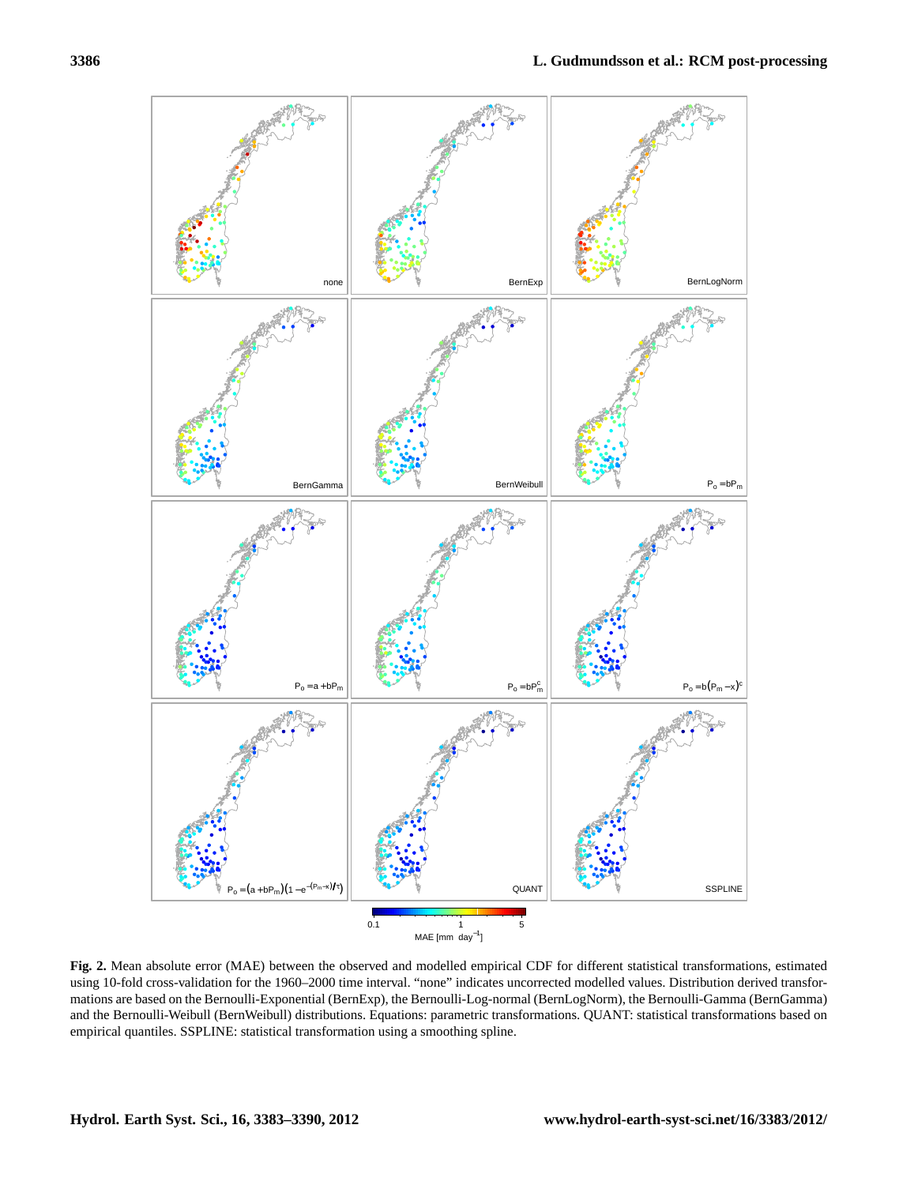**Fig. 2.** Mean absolute error (MAE) between the observed and modelled empirical CDF for different statistical transformations, estimated using 10-fold cross-validation for the 1960–2000 time interval. "none" indicates uncorrected modelled values. Distribution derived transformations are based on the Bernoulli-Exponential (BernExp), the Bernoulli-Log-normal (BernLogNorm), the Bernoulli-Gamma (BernGamma) and the Bernoulli-Weibull (BernWeibull) distributions. Equations: parametric transformations. QUANT: statistical transformations based on empirical quantiles. SSPLINE: statistical transformation using a smoothing spline.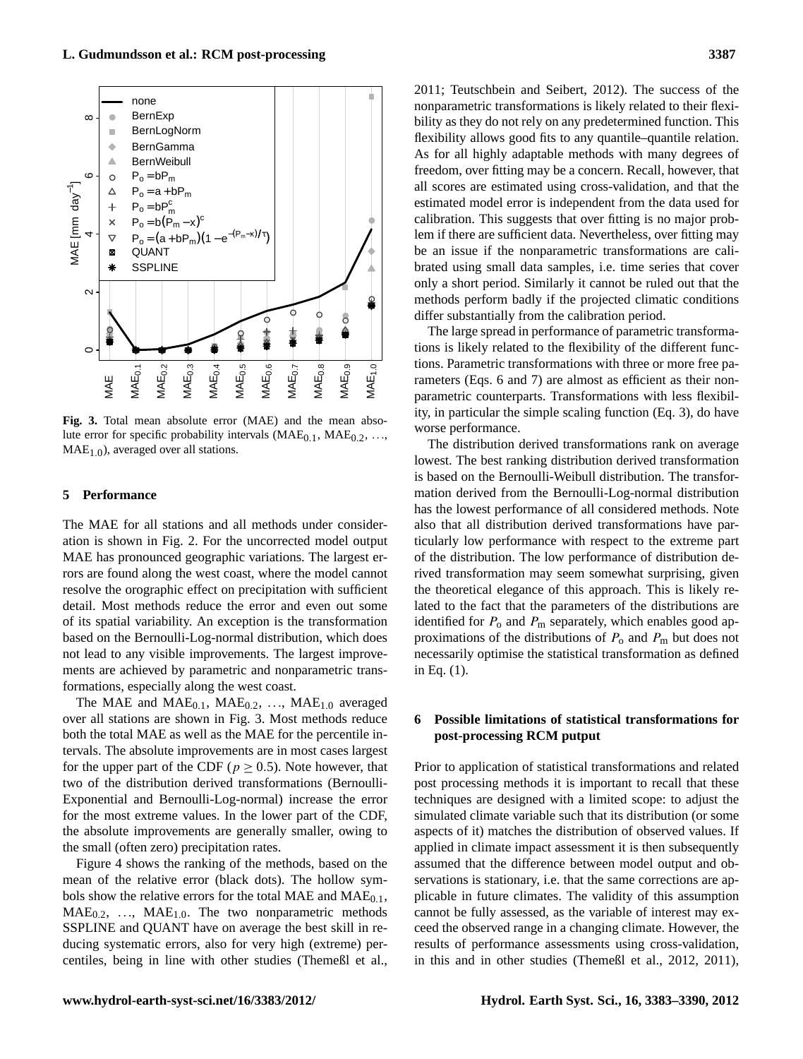**Fig. 3.** Total mean absolute error (MAE) and the mean absolute error for specific probability intervals ($MAE_{0.1}$, $MAE_{0.2}$, ..., $MAE_{1.0}$), averaged over all stations.

## 5 Performance

The MAE for all stations and all methods under consideration is shown in Fig. 2. For the uncorrected model output MAE has pronounced geographic variations. The largest errors are found along the west coast, where the model cannot resolve the orographic effect on precipitation with sufficient detail. Most methods reduce the error and even out some of its spatial variability. An exception is the transformation based on the Bernoulli-Log-normal distribution, which does not lead to any visible improvements. The largest improvements are achieved by parametric and nonparametric transformations, especially along the west coast.

The MAE and $MAE_{0.1}$, $MAE_{0.2}$, ..., $MAE_{1.0}$ averaged over all stations are shown in Fig. 3. Most methods reduce both the total MAE as well as the MAE for the percentile intervals. The absolute improvements are in most cases largest for the upper part of the CDF ($p \geq 0.5$). Note however, that two of the distribution derived transformations (Bernoulli-Exponential and Bernoulli-Log-normal) increase the error for the most extreme values. In the lower part of the CDF, the absolute improvements are generally smaller, owing to the small (often zero) precipitation rates.

Figure 4 shows the ranking of the methods, based on the mean of the relative error (black dots). The hollow symbols show the relative errors for the total MAE and $MAE_{0.1}$, $MAE_{0.2}$, ..., $MAE_{1.0}$. The two nonparametric methods SSPLINE and QUANT have on average the best skill in reducing systematic errors, also for very high (extreme) percentiles, being in line with other studies (Themeßl et al., 2011; Teutschbein and Seibert, 2012). The success of the nonparametric transformations is likely related to their flexibility as they do not rely on any predetermined function. This flexibility allows good fits to any quantile–quantile relation. As for all highly adaptable methods with many degrees of freedom, over fitting may be a concern. Recall, however, that all scores are estimated using cross-validation, and that the estimated model error is independent from the data used for calibration. This suggests that over fitting is no major problem if there are sufficient data. Nevertheless, over fitting may be an issue if the nonparametric transformations are calibrated using small data samples, i.e. time series that cover only a short period. Similarly it cannot be ruled out that the methods perform badly if the projected climatic conditions differ substantially from the calibration period.

The large spread in performance of parametric transformations is likely related to the flexibility of the different functions. Parametric transformations with three or more free parameters (Eqs. 6 and 7) are almost as efficient as their nonparametric counterparts. Transformations with less flexibility, in particular the simple scaling function (Eq. 3), do have worse performance.

The distribution derived transformations rank on average lowest. The best ranking distribution derived transformation is based on the Bernoulli-Weibull distribution. The transformation derived from the Bernoulli-Log-normal distribution has the lowest performance of all considered methods. Note also that all distribution derived transformations have particularly low performance with respect to the extreme part of the distribution. The low performance of distribution derived transformation may seem somewhat surprising, given the theoretical elegance of this approach. This is likely related to the fact that the parameters of the distributions are identified for $P_o$ and $P_m$ separately, which enables good approximations of the distributions of $P_o$ and $P_m$ but does not necessarily optimise the statistical transformation as defined in Eq. (1).

## 6 Possible limitations of statistical transformations for post-processing RCM putput

Prior to application of statistical transformations and related post processing methods it is important to recall that these techniques are designed with a limited scope: to adjust the simulated climate variable such that its distribution (or some aspects of it) matches the distribution of observed values. If applied in climate impact assessment it is then subsequently assumed that the difference between model output and observations is stationary, i.e. that the same corrections are applicable in future climates. The validity of this assumption cannot be fully assessed, as the variable of interest may exceed the observed range in a changing climate. However, the results of performance assessments using cross-validation, in this and in other studies (Themeßl et al., 2012, 2011),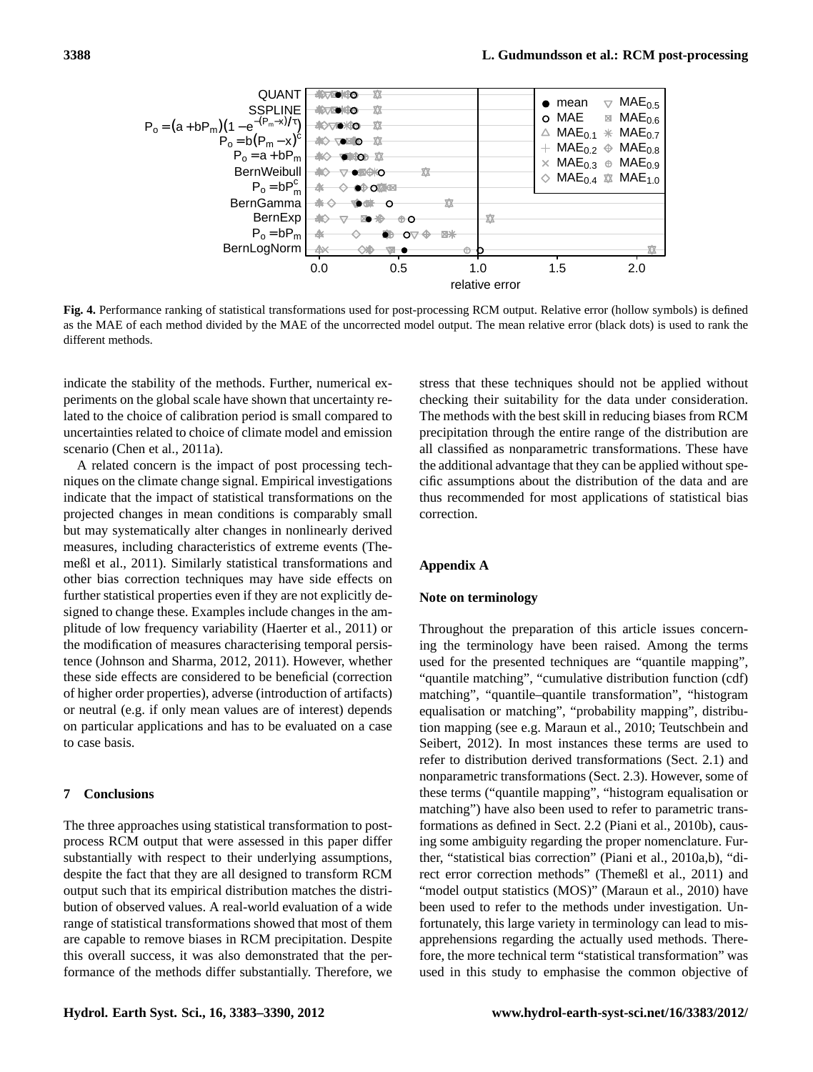**Fig. 4.** Performance ranking of statistical transformations used for post-processing RCM output. Relative error (hollow symbols) is defined as the MAE of each method divided by the MAE of the uncorrected model output. The mean relative error (black dots) is used to rank the different methods.

indicate the stability of the methods. Further, numerical experiments on the global scale have shown that uncertainty related to the choice of calibration period is small compared to uncertainties related to choice of climate model and emission scenario (Chen et al., 2011a).

A related concern is the impact of post processing techniques on the climate change signal. Empirical investigations indicate that the impact of statistical transformations on the projected changes in mean conditions is comparably small but may systematically alter changes in nonlinearly derived measures, including characteristics of extreme events (Themeßl et al., 2011). Similarly statistical transformations and other bias correction techniques may have side effects on further statistical properties even if they are not explicitly designed to change these. Examples include changes in the amplitude of low frequency variability (Haerter et al., 2011) or the modification of measures characterising temporal persistence (Johnson and Sharma, 2012, 2011). However, whether these side effects are considered to be beneficial (correction of higher order properties), adverse (introduction of artifacts) or neutral (e.g. if only mean values are of interest) depends on particular applications and has to be evaluated on a case to case basis.

## 7 Conclusions

The three approaches using statistical transformation to post-process RCM output that were assessed in this paper differ substantially with respect to their underlying assumptions, despite the fact that they are all designed to transform RCM output such that its empirical distribution matches the distribution of observed values. A real-world evaluation of a wide range of statistical transformations showed that most of them are capable to remove biases in RCM precipitation. Despite this overall success, it was also demonstrated that the performance of the methods differ substantially. Therefore, we stress that these techniques should not be applied without checking their suitability for the data under consideration. The methods with the best skill in reducing biases from RCM precipitation through the entire range of the distribution are all classified as nonparametric transformations. These have the additional advantage that they can be applied without specific assumptions about the distribution of the data and are thus recommended for most applications of statistical bias correction.

## Appendix A

### Note on terminology

Throughout the preparation of this article issues concerning the terminology have been raised. Among the terms used for the presented techniques are "quantile mapping", "quantile matching", "cumulative distribution function (cdf) matching", "quantile–quantile transformation", "histogram equalisation or matching", "probability mapping", distribution mapping (see e.g. Maraun et al., 2010; Teutschbein and Seibert, 2012). In most instances these terms are used to refer to distribution derived transformations (Sect. 2.1) and nonparametric transformations (Sect. 2.3). However, some of these terms ("quantile mapping", "histogram equalisation or matching") have also been used to refer to parametric transformations as defined in Sect. 2.2 (Piani et al., 2010b), causing some ambiguity regarding the proper nomenclature. Further, "statistical bias correction" (Piani et al., 2010a,b), "direct error correction methods" (Themeßl et al., 2011) and "model output statistics (MOS)" (Maraun et al., 2010) have been used to refer to the methods under investigation. Unfortunately, this large variety in terminology can lead to misapprehensions regarding the actually used methods. Therefore, the more technical term "statistical transformation" was used in this study to emphasise the common objective of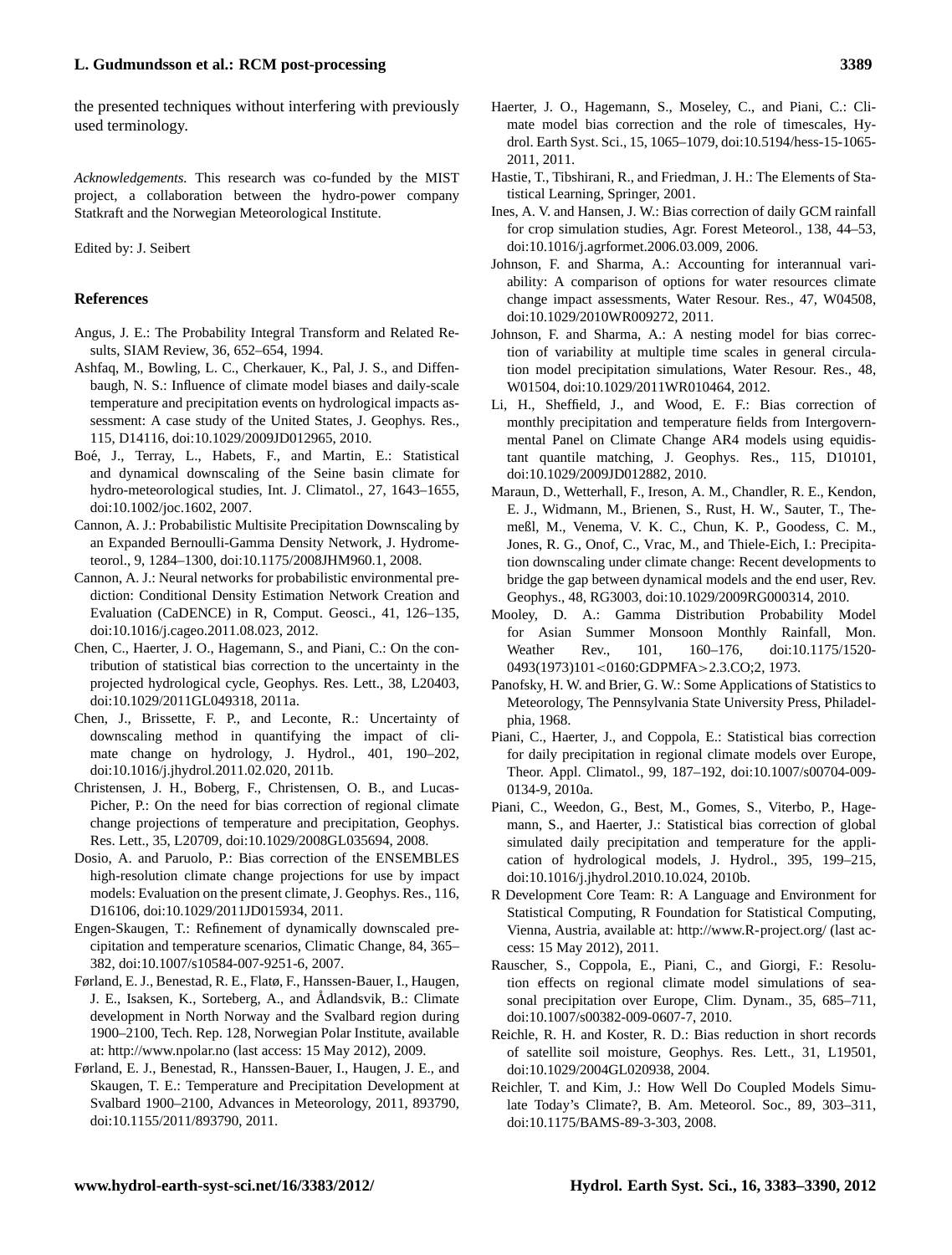the presented techniques without interfering with previously used terminology.

*Acknowledgements.* This research was co-funded by the MIST project, a collaboration between the hydro-power company Statkraft and the Norwegian Meteorological Institute.

Edited by: J. Seibert

## References

Angus, J. E.: The Probability Integral Transform and Related Results, SIAM Review, 36, 652–654, 1994.

Ashfaq, M., Bowling, L. C., Cherkauer, K., Pal, J. S., and Diffenbaugh, N. S.: Influence of climate model biases and daily-scale temperature and precipitation events on hydrological impacts assessment: A case study of the United States, J. Geophys. Res., 115, D14116, doi:10.1029/2009JD012965, 2010.

Boé, J., Terray, L., Habets, F., and Martin, E.: Statistical and dynamical downscaling of the Seine basin climate for hydro-meteorological studies, Int. J. Climatol., 27, 1643–1655, doi:10.1002/joc.1602, 2007.

Cannon, A. J.: Probabilistic Multisite Precipitation Downscaling by an Expanded Bernoulli-Gamma Density Network, J. Hydrometeorol., 9, 1284–1300, doi:10.1175/2008JHM960.1, 2008.

Cannon, A. J.: Neural networks for probabilistic environmental prediction: Conditional Density Estimation Network Creation and Evaluation (CaDENCE) in R, Comput. Geosci., 41, 126–135, doi:10.1016/j.cageo.2011.08.023, 2012.

Chen, C., Haerter, J. O., Hagemann, S., and Piani, C.: On the contribution of statistical bias correction to the uncertainty in the projected hydrological cycle, Geophys. Res. Lett., 38, L20403, doi:10.1029/2011GL049318, 2011a.

Chen, J., Brissette, F. P., and Leconte, R.: Uncertainty of downscaling method in quantifying the impact of climate change on hydrology, J. Hydrol., 401, 190–202, doi:10.1016/j.jhydrol.2011.02.020, 2011b.

Christensen, J. H., Boberg, F., Christensen, O. B., and Lucas-Picher, P.: On the need for bias correction of regional climate change projections of temperature and precipitation, Geophys. Res. Lett., 35, L20709, doi:10.1029/2008GL035694, 2008.

Dosio, A. and Paruolo, P.: Bias correction of the ENSEMBLES high-resolution climate change projections for use by impact models: Evaluation on the present climate, J. Geophys. Res., 116, D16106, doi:10.1029/2011JD015934, 2011.

Engen-Skaugen, T.: Refinement of dynamically downscaled precipitation and temperature scenarios, Climatic Change, 84, 365–382, doi:10.1007/s10584-007-9251-6, 2007.

Førland, E. J., Benestad, R. E., Flatø, F., Hanssen-Bauer, I., Haugen, J. E., Isaksen, K., Sorteberg, A., and Ådlandsvik, B.: Climate development in North Norway and the Svalbard region during 1900–2100, Tech. Rep. 128, Norwegian Polar Institute, available at: http://www.npolar.no (last access: 15 May 2012), 2009.

Førland, E. J., Benestad, R., Hanssen-Bauer, I., Haugen, J. E., and Skaugen, T. E.: Temperature and Precipitation Development at Svalbard 1900–2100, Advances in Meteorology, 2011, 893790, doi:10.1155/2011/893790, 2011.

Haerter, J. O., Hagemann, S., Moseley, C., and Piani, C.: Climate model bias correction and the role of timescales, Hydrol. Earth Syst. Sci., 15, 1065–1079, doi:10.5194/hess-15-1065-2011, 2011.

Hastie, T., Tibshirani, R., and Friedman, J. H.: The Elements of Statistical Learning, Springer, 2001.

Ines, A. V. and Hansen, J. W.: Bias correction of daily GCM rainfall for crop simulation studies, Agr. Forest Meteorol., 138, 44–53, doi:10.1016/j.agrformet.2006.03.009, 2006.

Johnson, F. and Sharma, A.: Accounting for interannual variability: A comparison of options for water resources climate change impact assessments, Water Resour. Res., 47, W04508, doi:10.1029/2010WR009272, 2011.

Johnson, F. and Sharma, A.: A nesting model for bias correction of variability at multiple time scales in general circulation model precipitation simulations, Water Resour. Res., 48, W01504, doi:10.1029/2011WR010464, 2012.

Li, H., Sheffield, J., and Wood, E. F.: Bias correction of monthly precipitation and temperature fields from Intergovernmental Panel on Climate Change AR4 models using equidistant quantile matching, J. Geophys. Res., 115, D10101, doi:10.1029/2009JD012882, 2010.

Maraun, D., Wetterhall, F., Ireson, A. M., Chandler, R. E., Kendon, E. J., Widmann, M., Brienen, S., Rust, H. W., Sauter, T., Themeßl, M., Venema, V. K. C., Chun, K. P., Goodess, C. M., Jones, R. G., Onof, C., Vrac, M., and Thiele-Eich, I.: Precipitation downscaling under climate change: Recent developments to bridge the gap between dynamical models and the end user, Rev. Geophys., 48, RG3003, doi:10.1029/2009RG000314, 2010.

Mooley, D. A.: Gamma Distribution Probability Model for Asian Summer Monsoon Monthly Rainfall, Mon. Weather Rev., 101, 160–176, doi:10.1175/1520-0493(1973)101<0160:GDPMFA>2.3.CO;2, 1973.

Panofsky, H. W. and Brier, G. W.: Some Applications of Statistics to Meteorology, The Pennsylvania State University Press, Philadelphia, 1968.

Piani, C., Haerter, J., and Coppola, E.: Statistical bias correction for daily precipitation in regional climate models over Europe, Theor. Appl. Climatol., 99, 187–192, doi:10.1007/s00704-009-0134-9, 2010a.

Piani, C., Weedon, G., Best, M., Gomes, S., Viterbo, P., Hagemann, S., and Haerter, J.: Statistical bias correction of global simulated daily precipitation and temperature for the application of hydrological models, J. Hydrol., 395, 199–215, doi:10.1016/j.jhydrol.2010.10.024, 2010b.

R Development Core Team: R: A Language and Environment for Statistical Computing, R Foundation for Statistical Computing, Vienna, Austria, available at: http://www.R-project.org/ (last access: 15 May 2012), 2011.

Rauscher, S., Coppola, E., Piani, C., and Giorgi, F.: Resolution effects on regional climate model simulations of seasonal precipitation over Europe, Clim. Dynam., 35, 685–711, doi:10.1007/s00382-009-0607-7, 2010.

Reichle, R. H. and Koster, R. D.: Bias reduction in short records of satellite soil moisture, Geophys. Res. Lett., 31, L19501, doi:10.1029/2004GL020938, 2004.

Reichler, T. and Kim, J.: How Well Do Coupled Models Simulate Today's Climate?, B. Am. Meteorol. Soc., 89, 303–311, doi:10.1175/BAMS-89-3-303, 2008.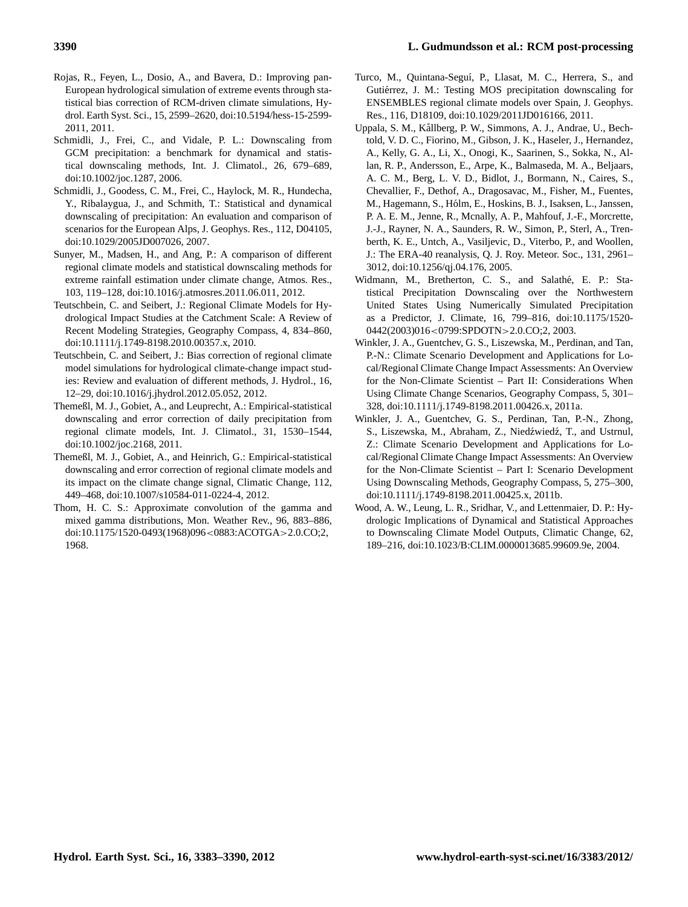Rojas, R., Feyen, L., Dosio, A., and Bavera, D.: Improving pan-European hydrological simulation of extreme events through statistical bias correction of RCM-driven climate simulations, Hydrol. Earth Syst. Sci., 15, 2599–2620, doi:10.5194/hess-15-2599-2011, 2011.

Schmidli, J., Frei, C., and Vidale, P. L.: Downscaling from GCM precipitation: a benchmark for dynamical and statistical downscaling methods, Int. J. Climatol., 26, 679–689, doi:10.1002/joc.1287, 2006.

Schmidli, J., Goodess, C. M., Frei, C., Haylock, M. R., Hundecha, Y., Ribalaygua, J., and Schmith, T.: Statistical and dynamical downscaling of precipitation: An evaluation and comparison of scenarios for the European Alps, J. Geophys. Res., 112, D04105, doi:10.1029/2005JD007026, 2007.

Sunyer, M., Madsen, H., and Ang, P.: A comparison of different regional climate models and statistical downscaling methods for extreme rainfall estimation under climate change, Atmos. Res., 103, 119–128, doi:10.1016/j.atmosres.2011.06.011, 2012.

Teutschbein, C. and Seibert, J.: Regional Climate Models for Hydrological Impact Studies at the Catchment Scale: A Review of Recent Modeling Strategies, Geography Compass, 4, 834–860, doi:10.1111/j.1749-8198.2010.00357.x, 2010.

Teutschbein, C. and Seibert, J.: Bias correction of regional climate model simulations for hydrological climate-change impact studies: Review and evaluation of different methods, J. Hydrol., 16, 12–29, doi:10.1016/j.jhydrol.2012.05.052, 2012.

Themeßl, M. J., Gobiet, A., and Leuprecht, A.: Empirical-statistical downscaling and error correction of daily precipitation from regional climate models, Int. J. Climatol., 31, 1530–1544, doi:10.1002/joc.2168, 2011.

Themeßl, M. J., Gobiet, A., and Heinrich, G.: Empirical-statistical downscaling and error correction of regional climate models and its impact on the climate change signal, Climatic Change, 112, 449–468, doi:10.1007/s10584-011-0224-4, 2012.

Thom, H. C. S.: Approximate convolution of the gamma and mixed gamma distributions, Mon. Weather Rev., 96, 883–886, doi:10.1175/1520-0493(1968)096<0883:ACOTGA>2.0.CO;2, 1968.

Turco, M., Quintana-Seguí, P., Llasat, M. C., Herrera, S., and Gutiérrez, J. M.: Testing MOS precipitation downscaling for ENSEMBLES regional climate models over Spain, J. Geophys. Res., 116, D18109, doi:10.1029/2011JD016166, 2011.

Uppala, S. M., Kållberg, P. W., Simmons, A. J., Andrae, U., Bechtold, V. D. C., Fiorino, M., Gibson, J. K., Haseler, J., Hernandez, A., Kelly, G. A., Li, X., Onogi, K., Saarinen, S., Sokka, N., Allan, R. P., Andersson, E., Arpe, K., Balmaseda, M. A., Beljaars, A. C. M., Berg, L. V. D., Bidlot, J., Bormann, N., Caires, S., Chevallier, F., Dethof, A., Dragosavac, M., Fisher, M., Fuentes, M., Hagemann, S., Hólm, E., Hoskins, B. J., Isaksen, L., Janssen, P. A. E. M., Jenne, R., Mcnally, A. P., Mahfouf, J.-F., Morcrette, J.-J., Rayner, N. A., Saunders, R. W., Simon, P., Sterl, A., Trenberth, K. E., Untch, A., Vasiljevic, D., Viterbo, P., and Woollen, J.: The ERA-40 reanalysis, Q. J. Roy. Meteor. Soc., 131, 2961–3012, doi:10.1256/qj.04.176, 2005.

Widmann, M., Bretherton, C. S., and Salathé, E. P.: Statistical Precipitation Downscaling over the Northwestern United States Using Numerically Simulated Precipitation as a Predictor, J. Climate, 16, 799–816, doi:10.1175/1520-0442(2003)016<0799:SPDOTN>2.0.CO;2, 2003.

Winkler, J. A., Guentchev, G. S., Liszewska, M., Perdinan, and Tan, P.-N.: Climate Scenario Development and Applications for Local/Regional Climate Change Impact Assessments: An Overview for the Non-Climate Scientist – Part II: Considerations When Using Climate Change Scenarios, Geography Compass, 5, 301–328, doi:10.1111/j.1749-8198.2011.00426.x, 2011a.

Winkler, J. A., Guentchev, G. S., Perdinan, Tan, P.-N., Zhong, S., Liszewska, M., Abraham, Z., Niedźwiedź, T., and Ustrnul, Z.: Climate Scenario Development and Applications for Local/Regional Climate Change Impact Assessments: An Overview for the Non-Climate Scientist – Part I: Scenario Development Using Downscaling Methods, Geography Compass, 5, 275–300, doi:10.1111/j.1749-8198.2011.00425.x, 2011b.

Wood, A. W., Leung, L. R., Sridhar, V., and Lettenmaier, D. P.: Hydrologic Implications of Dynamical and Statistical Approaches to Downscaling Climate Model Outputs, Climatic Change, 62, 189–216, doi:10.1023/B:CLIM.0000013685.99609.9e, 2004.